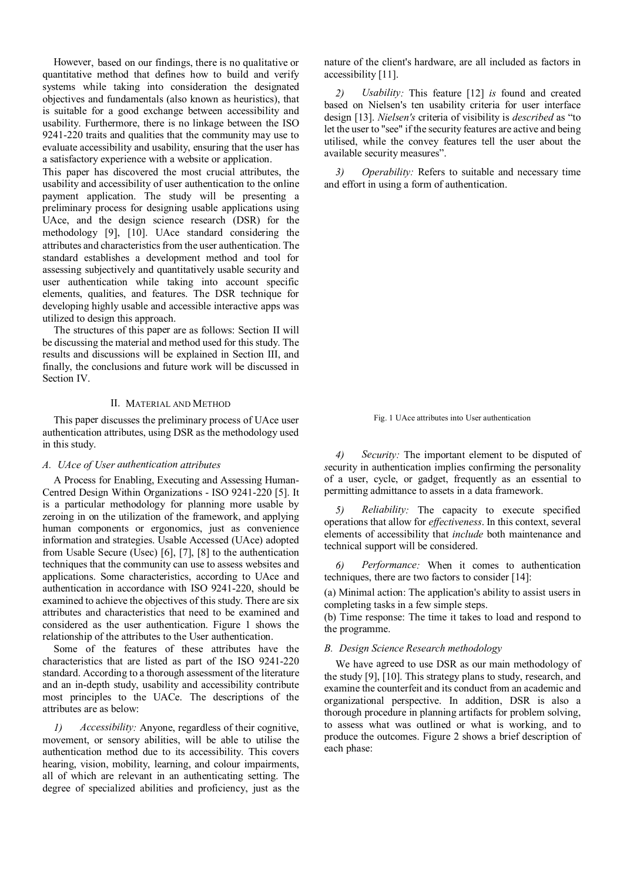However, based on our findings, there is no qualitative or quantitative method that defines how to build and verify systems while taking into consideration the designated objectives and fundamentals (also known as heuristics), that is suitable for a good exchange between accessibility and usability. Furthermore, there is no linkage between the ISO 9241-220 traits and qualities that the community may use to evaluate accessibility and usability, ensuring that the user has a satisfactory experience with a website or application.

This paper has discovered the most crucial attributes, the usability and accessibility of user authentication to the online payment application. The study will be presenting a preliminary process for designing usable applications using UAce, and the design science research (DSR) for the methodology [9], [10]. UAce standard considering the attributes and characteristics from the user authentication. The standard establishes a development method and tool for assessing subjectively and quantitatively usable security and user authentication while taking into account specific elements, qualities, and features. The DSR technique for developing highly usable and accessible interactive apps was utilized to design this approach.

The structures of this paper are as follows: Section II will be discussing the material and method used for this study. The results and discussions will be explained in Section III, and finally, the conclusions and future work will be discussed in Section IV.

## II. Material and Method

This paper discusses the preliminary process of UAce user authentication attributes, using DSR as the methodology used in this study.

### A. UAce of User authentication attributes

A Process for Enabling, Executing and Assessing Human-Centred Design Within Organizations - ISO 9241-220 [5]. It is a particular methodology for planning more usable by zeroing in on the utilization of the framework, and applying human components or ergonomics, just as convenience information and strategies. Usable Accessed (UAce) adopted from Usable Secure (Usec) [6], [7], [8] to the authentication techniques that the community can use to assess websites and applications. Some characteristics, according to UAce and authentication in accordance with ISO 9241-220, should be examined to achieve the objectives of this study. There are six attributes and characteristics that need to be examined and considered as the user authentication. Figure 1 shows the relationship of the attributes to the User authentication.

Some of the features of these attributes have the characteristics that are listed as part of the ISO 9241-220 standard. According to a thorough assessment of the literature and an in-depth study, usability and accessibility contribute most principles to the UACe. The descriptions of the attributes are as below:

*1) Accessibility:* Anyone, regardless of their cognitive, movement, or sensory abilities, will be able to utilise the authentication method due to its accessibility. This covers hearing, vision, mobility, learning, and colour impairments, all of which are relevant in an authenticating setting. The degree of specialized abilities and proficiency, just as the nature of the client's hardware, are all included as factors in accessibility [11].

*2) Usability:* This feature [12] *is* found and created based on Nielsen's ten usability criteria for user interface design [13]. *Nielsen's* criteria of visibility is *described* as "to let the user to "see" if the security features are active and being utilised, while the convey features tell the user about the available security measures".

*3) Operability:* Refers to suitable and necessary time and effort in using a form of authentication.

Fig. 1 UAce attributes into User authentication

*4) Security:* The important element to be disputed of *s*ecurity in authentication implies confirming the personality of a user, cycle, or gadget, frequently as an essential to permitting admittance to assets in a data framework.

*5) Reliability:* The capacity to execute specified operations that allow for *effectiveness*. In this context, several elements of accessibility that *include* both maintenance and technical support will be considered.

*6) Performance:* When it comes to authentication techniques, there are two factors to consider [14]:

(a) Minimal action: The application's ability to assist users in completing tasks in a few simple steps.
(b) Time response: The time it takes to load and respond to the programme.

### B. Design Science Research methodology

We have agreed to use DSR as our main methodology of the study [9], [10]. This strategy plans to study, research, and examine the counterfeit and its conduct from an academic and organizational perspective. In addition, DSR is also a thorough procedure in planning artifacts for problem solving, to assess what was outlined or what is working, and to produce the outcomes. Figure 2 shows a brief description of each phase: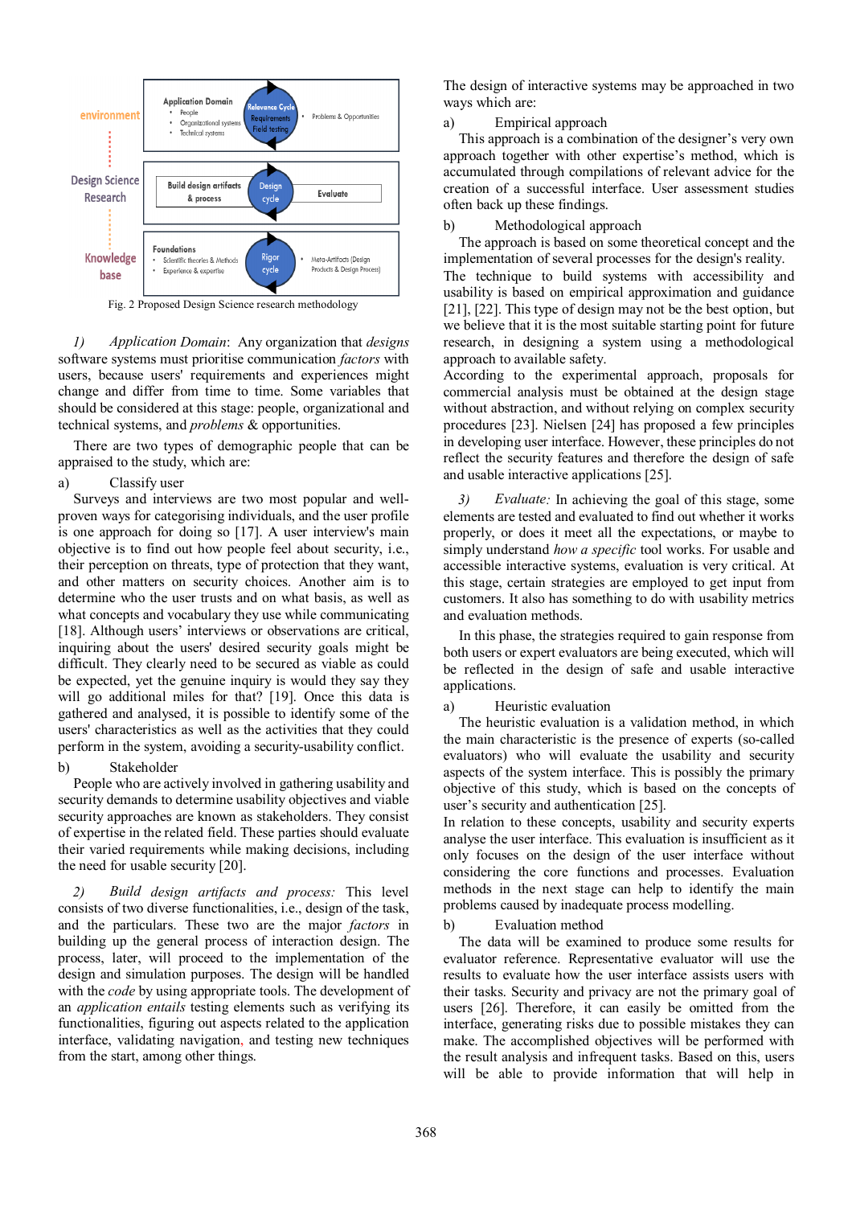Fig. 2 Proposed Design Science research methodology

*1) Application Domain*: Any organization that *designs* software systems must prioritise communication *factors* with users, because users' requirements and experiences might change and differ from time to time. Some variables that should be considered at this stage: people, organizational and technical systems, and *problems* & opportunities.

There are two types of demographic people that can be appraised to the study, which are:

a) Classify user

Surveys and interviews are two most popular and well-proven ways for categorising individuals, and the user profile is one approach for doing so [17]. A user interview's main objective is to find out how people feel about security, i.e., their perception on threats, type of protection that they want, and other matters on security choices. Another aim is to determine who the user trusts and on what basis, as well as what concepts and vocabulary they use while communicating [18]. Although users' interviews or observations are critical, inquiring about the users' desired security goals might be difficult. They clearly need to be secured as viable as could be expected, yet the genuine inquiry is would they say they will go additional miles for that? [19]. Once this data is gathered and analysed, it is possible to identify some of the users' characteristics as well as the activities that they could perform in the system, avoiding a security-usability conflict.

b) Stakeholder

People who are actively involved in gathering usability and security demands to determine usability objectives and viable security approaches are known as stakeholders. They consist of expertise in the related field. These parties should evaluate their varied requirements while making decisions, including the need for usable security [20].

*2) Build design artifacts and process:* This level consists of two diverse functionalities, i.e., design of the task, and the particulars. These two are the major *factors* in building up the general process of interaction design. The process, later, will proceed to the implementation of the design and simulation purposes. The design will be handled with the *code* by using appropriate tools. The development of an *application entails* testing elements such as verifying its functionalities, figuring out aspects related to the application interface, validating navigation, and testing new techniques from the start, among other things.

The design of interactive systems may be approached in two ways which are:

a) Empirical approach

This approach is a combination of the designer's very own approach together with other expertise's method, which is accumulated through compilations of relevant advice for the creation of a successful interface. User assessment studies often back up these findings.

b) Methodological approach

The approach is based on some theoretical concept and the implementation of several processes for the design's reality. The technique to build systems with accessibility and usability is based on empirical approximation and guidance [21], [22]. This type of design may not be the best option, but we believe that it is the most suitable starting point for future research, in designing a system using a methodological approach to available safety.

According to the experimental approach, proposals for commercial analysis must be obtained at the design stage without abstraction, and without relying on complex security procedures [23]. Nielsen [24] has proposed a few principles in developing user interface. However, these principles do not reflect the security features and therefore the design of safe and usable interactive applications [25].

*3) Evaluate:* In achieving the goal of this stage, some elements are tested and evaluated to find out whether it works properly, or does it meet all the expectations, or maybe to simply understand *how a specific* tool works. For usable and accessible interactive systems, evaluation is very critical. At this stage, certain strategies are employed to get input from customers. It also has something to do with usability metrics and evaluation methods.

In this phase, the strategies required to gain response from both users or expert evaluators are being executed, which will be reflected in the design of safe and usable interactive applications.

a) Heuristic evaluation

The heuristic evaluation is a validation method, in which the main characteristic is the presence of experts (so-called evaluators) who will evaluate the usability and security aspects of the system interface. This is possibly the primary objective of this study, which is based on the concepts of user's security and authentication [25].

In relation to these concepts, usability and security experts analyse the user interface. This evaluation is insufficient as it only focuses on the design of the user interface without considering the core functions and processes. Evaluation methods in the next stage can help to identify the main problems caused by inadequate process modelling.

b) Evaluation method

The data will be examined to produce some results for evaluator reference. Representative evaluator will use the results to evaluate how the user interface assists users with their tasks. Security and privacy are not the primary goal of users [26]. Therefore, it can easily be omitted from the interface, generating risks due to possible mistakes they can make. The accomplished objectives will be performed with the result analysis and infrequent tasks. Based on this, users will be able to provide information that will help in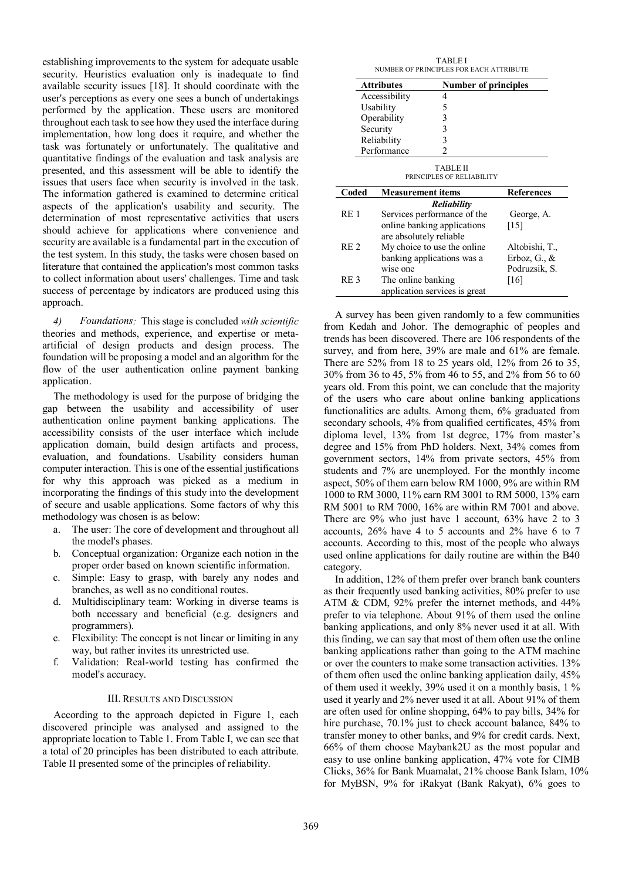establishing improvements to the system for adequate usable security. Heuristics evaluation only is inadequate to find available security issues [18]. It should coordinate with the user's perceptions as every one sees a bunch of undertakings performed by the application. These users are monitored throughout each task to see how they used the interface during implementation, how long does it require, and whether the task was fortunately or unfortunately. The qualitative and quantitative findings of the evaluation and task analysis are presented, and this assessment will be able to identify the issues that users face when security is involved in the task. The information gathered is examined to determine critical aspects of the application's usability and security. The determination of most representative activities that users should achieve for applications where convenience and security are available is a fundamental part in the execution of the test system. In this study, the tasks were chosen based on literature that contained the application's most common tasks to collect information about users' challenges. Time and task success of percentage by indicators are produced using this approach.

*4) Foundations:* This stage is concluded *with scientific* theories and methods, experience, and expertise or meta-artificial of design products and design process. The foundation will be proposing a model and an algorithm for the flow of the user authentication online payment banking application.

The methodology is used for the purpose of bridging the gap between the usability and accessibility of user authentication online payment banking applications. The accessibility consists of the user interface which include application domain, build design artifacts and process, evaluation, and foundations. Usability considers human computer interaction. This is one of the essential justifications for why this approach was picked as a medium in incorporating the findings of this study into the development of secure and usable applications. Some factors of why this methodology was chosen is as below:

a. The user: The core of development and throughout all the model's phases.
b. Conceptual organization: Organize each notion in the proper order based on known scientific information.
c. Simple: Easy to grasp, with barely any nodes and branches, as well as no conditional routes.
d. Multidisciplinary team: Working in diverse teams is both necessary and beneficial (e.g. designers and programmers).
e. Flexibility: The concept is not linear or limiting in any way, but rather invites its unrestricted use.
f. Validation: Real-world testing has confirmed the model's accuracy.

## III. Results and Discussion

According to the approach depicted in Figure 1, each discovered principle was analysed and assigned to the appropriate location to Table 1. From Table I, we can see that a total of 20 principles has been distributed to each attribute. Table II presented some of the principles of reliability.

TABLE I
NUMBER OF PRINCIPLES FOR EACH ATTRIBUTE

| Attributes | Number of principles |
|---|---|
| Accessibility | 4 |
| Usability | 5 |
| Operability | 3 |
| Security | 3 |
| Reliability | 3 |
| Performance | 2 |

TABLE II
PRINCIPLES OF RELIABILITY

| Coded | Measurement items | References |
|---|---|---|
| | ***Reliability*** | |
| RE 1 | Services performance of the online banking applications are absolutely reliable | George, A. [15] |
| RE 2 | My choice to use the online banking applications was a wise one | Altobishi, T., Erboz, G., & Podruzsik, S. |
| RE 3 | The online banking application services is great | [16] |

A survey has been given randomly to a few communities from Kedah and Johor. The demographic of peoples and trends has been discovered. There are 106 respondents of the survey, and from here, 39% are male and 61% are female. There are 52% from 18 to 25 years old, 12% from 26 to 35, 30% from 36 to 45, 5% from 46 to 55, and 2% from 56 to 60 years old. From this point, we can conclude that the majority of the users who care about online banking applications functionalities are adults. Among them, 6% graduated from secondary schools, 4% from qualified certificates, 45% from diploma level, 13% from 1st degree, 17% from master's degree and 15% from PhD holders. Next, 34% comes from government sectors, 14% from private sectors, 45% from students and 7% are unemployed. For the monthly income aspect, 50% of them earn below RM 1000, 9% are within RM 1000 to RM 3000, 11% earn RM 3001 to RM 5000, 13% earn RM 5001 to RM 7000, 16% are within RM 7001 and above. There are 9% who just have 1 account, 63% have 2 to 3 accounts, 26% have 4 to 5 accounts and 2% have 6 to 7 accounts. According to this, most of the people who always used online applications for daily routine are within the B40 category.

In addition, 12% of them prefer over branch bank counters as their frequently used banking activities, 80% prefer to use ATM & CDM, 92% prefer the internet methods, and 44% prefer to via telephone. About 91% of them used the online banking applications, and only 8% never used it at all. With this finding, we can say that most of them often use the online banking applications rather than going to the ATM machine or over the counters to make some transaction activities. 13% of them often used the online banking application daily, 45% of them used it weekly, 39% used it on a monthly basis, 1 % used it yearly and 2% never used it at all. About 91% of them are often used for online shopping, 64% to pay bills, 34% for hire purchase, 70.1% just to check account balance, 84% to transfer money to other banks, and 9% for credit cards. Next, 66% of them choose Maybank2U as the most popular and easy to use online banking application, 47% vote for CIMB Clicks, 36% for Bank Muamalat, 21% choose Bank Islam, 10% for MyBSN, 9% for iRakyat (Bank Rakyat), 6% goes to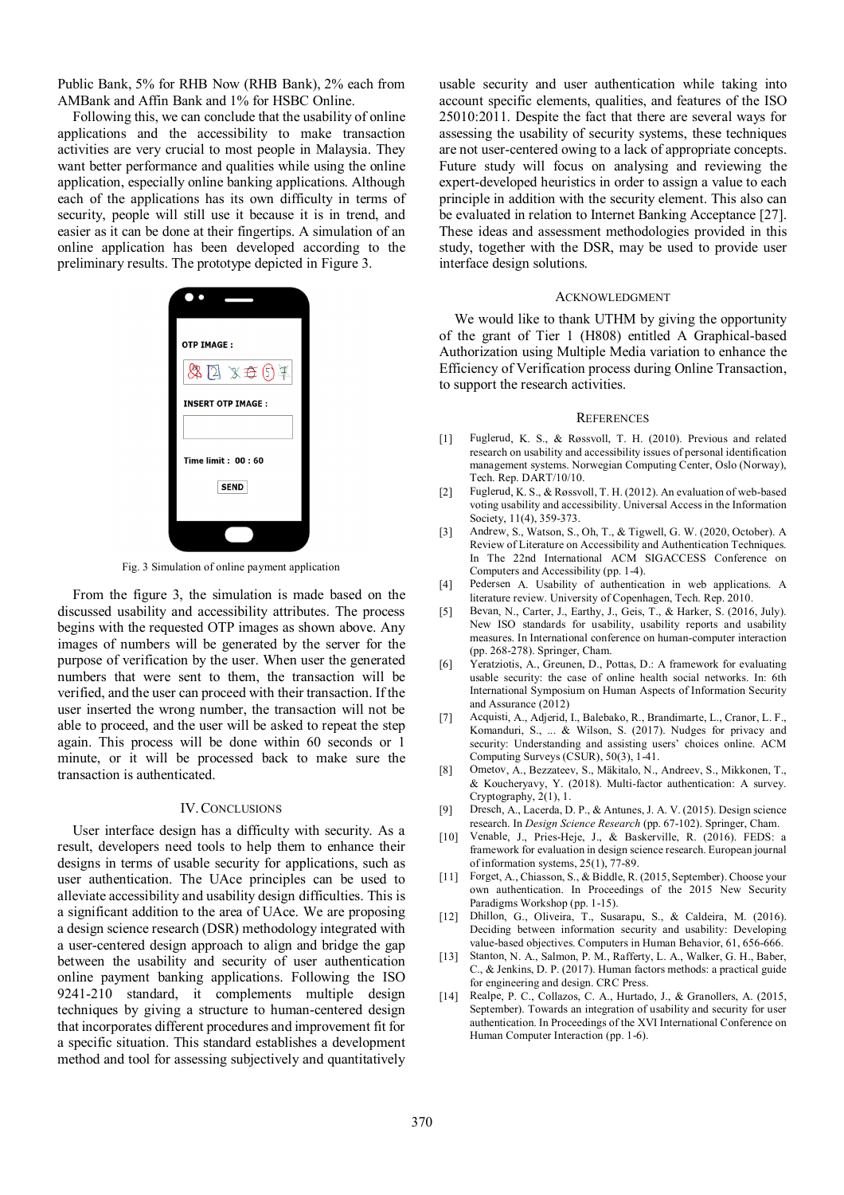Public Bank, 5% for RHB Now (RHB Bank), 2% each from AMBank and Affin Bank and 1% for HSBC Online.

Following this, we can conclude that the usability of online applications and the accessibility to make transaction activities are very crucial to most people in Malaysia. They want better performance and qualities while using the online application, especially online banking applications. Although each of the applications has its own difficulty in terms of security, people will still use it because it is in trend, and easier as it can be done at their fingertips. A simulation of an online application has been developed according to the preliminary results. The prototype depicted in Figure 3.

Fig. 3 Simulation of online payment application

From the figure 3, the simulation is made based on the discussed usability and accessibility attributes. The process begins with the requested OTP images as shown above. Any images of numbers will be generated by the server for the purpose of verification by the user. When user the generated numbers that were sent to them, the transaction will be verified, and the user can proceed with their transaction. If the user inserted the wrong number, the transaction will not be able to proceed, and the user will be asked to repeat the step again. This process will be done within 60 seconds or 1 minute, or it will be processed back to make sure the transaction is authenticated.

## IV. Conclusions

User interface design has a difficulty with security. As a result, developers need tools to help them to enhance their designs in terms of usable security for applications, such as user authentication. The UAce principles can be used to alleviate accessibility and usability design difficulties. This is a significant addition to the area of UAce. We are proposing a design science research (DSR) methodology integrated with a user-centered design approach to align and bridge the gap between the usability and security of user authentication online payment banking applications. Following the ISO 9241-210 standard, it complements multiple design techniques by giving a structure to human-centered design that incorporates different procedures and improvement fit for a specific situation. This standard establishes a development method and tool for assessing subjectively and quantitatively usable security and user authentication while taking into account specific elements, qualities, and features of the ISO 25010:2011. Despite the fact that there are several ways for assessing the usability of security systems, these techniques are not user-centered owing to a lack of appropriate concepts. Future study will focus on analysing and reviewing the expert-developed heuristics in order to assign a value to each principle in addition with the security element. This also can be evaluated in relation to Internet Banking Acceptance [27]. These ideas and assessment methodologies provided in this study, together with the DSR, may be used to provide user interface design solutions.

## Acknowledgment

We would like to thank UTHM by giving the opportunity of the grant of Tier 1 (H808) entitled A Graphical-based Authorization using Multiple Media variation to enhance the Efficiency of Verification process during Online Transaction, to support the research activities.

## References

[1] Fuglerud, K. S., & Røssvoll, T. H. (2010). Previous and related research on usability and accessibility issues of personal identification management systems. Norwegian Computing Center, Oslo (Norway), Tech. Rep. DART/10/10.

[2] Fuglerud, K. S., & Røssvoll, T. H. (2012). An evaluation of web-based voting usability and accessibility. Universal Access in the Information Society, 11(4), 359-373.

[3] Andrew, S., Watson, S., Oh, T., & Tigwell, G. W. (2020, October). A Review of Literature on Accessibility and Authentication Techniques. In The 22nd International ACM SIGACCESS Conference on Computers and Accessibility (pp. 1-4).

[4] Pedersen A. Usability of authentication in web applications. A literature review. University of Copenhagen, Tech. Rep. 2010.

[5] Bevan, N., Carter, J., Earthy, J., Geis, T., & Harker, S. (2016, July). New ISO standards for usability, usability reports and usability measures. In International conference on human-computer interaction (pp. 268-278). Springer, Cham.

[6] Yeratziotis, A., Greunen, D., Pottas, D.: A framework for evaluating usable security: the case of online health social networks. In: 6th International Symposium on Human Aspects of Information Security and Assurance (2012)

[7] Acquisti, A., Adjerid, I., Balebako, R., Brandimarte, L., Cranor, L. F., Komanduri, S., ... & Wilson, S. (2017). Nudges for privacy and security: Understanding and assisting users' choices online. ACM Computing Surveys (CSUR), 50(3), 1-41.

[8] Ometov, A., Bezzateev, S., Mäkitalo, N., Andreev, S., Mikkonen, T., & Koucheryavy, Y. (2018). Multi-factor authentication: A survey. Cryptography, 2(1), 1.

[9] Dresch, A., Lacerda, D. P., & Antunes, J. A. V. (2015). Design science research. In *Design Science Research* (pp. 67-102). Springer, Cham.

[10] Venable, J., Pries-Heje, J., & Baskerville, R. (2016). FEDS: a framework for evaluation in design science research. European journal of information systems, 25(1), 77-89.

[11] Forget, A., Chiasson, S., & Biddle, R. (2015, September). Choose your own authentication. In Proceedings of the 2015 New Security Paradigms Workshop (pp. 1-15).

[12] Dhillon, G., Oliveira, T., Susarapu, S., & Caldeira, M. (2016). Deciding between information security and usability: Developing value-based objectives. Computers in Human Behavior, 61, 656-666.

[13] Stanton, N. A., Salmon, P. M., Rafferty, L. A., Walker, G. H., Baber, C., & Jenkins, D. P. (2017). Human factors methods: a practical guide for engineering and design. CRC Press.

[14] Realpe, P. C., Collazos, C. A., Hurtado, J., & Granollers, A. (2015, September). Towards an integration of usability and security for user authentication. In Proceedings of the XVI International Conference on Human Computer Interaction (pp. 1-6).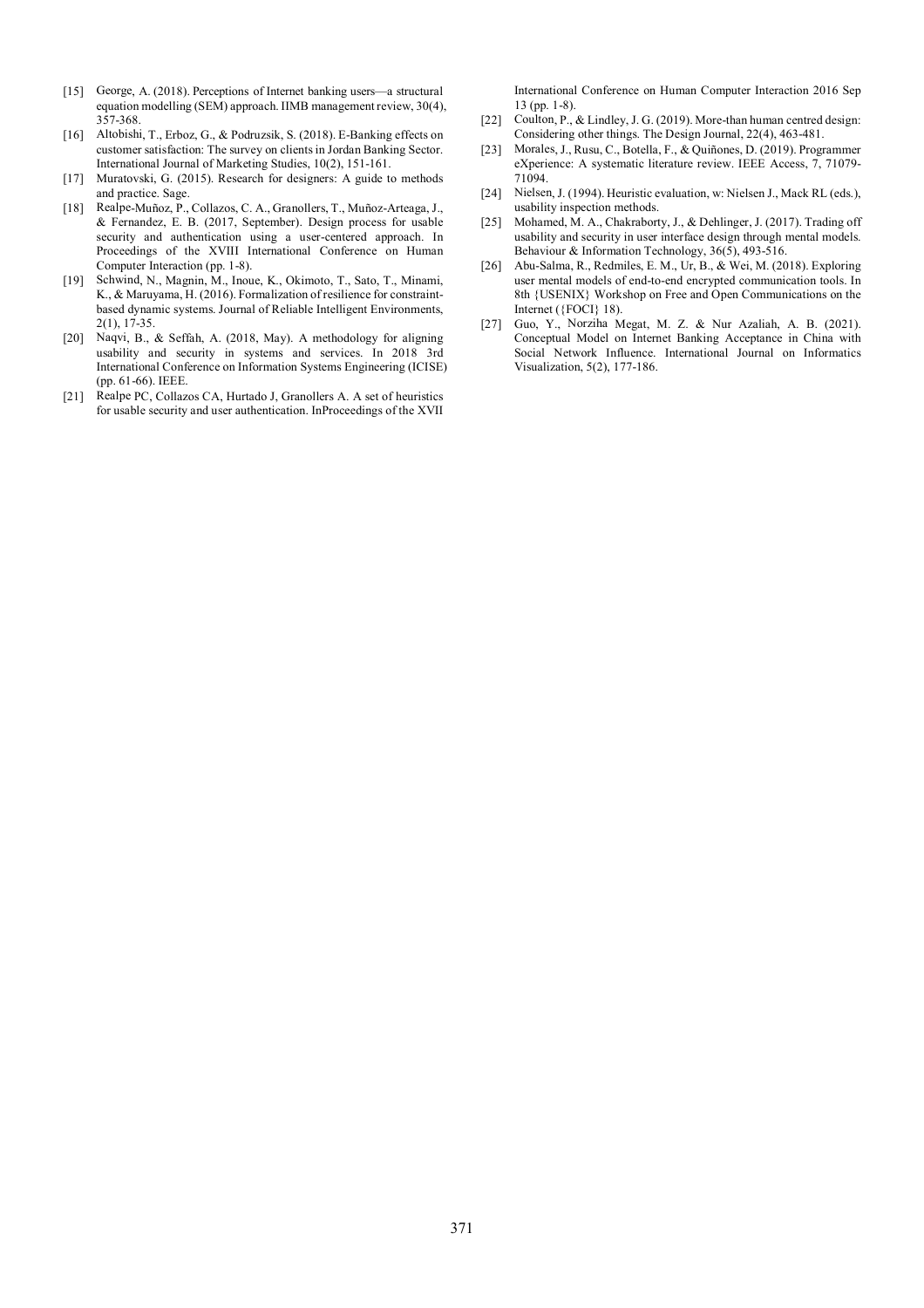[15] George, A. (2018). Perceptions of Internet banking users—a structural equation modelling (SEM) approach. IIMB management review, 30(4), 357-368.

[16] Altobishi, T., Erboz, G., & Podruzsik, S. (2018). E-Banking effects on customer satisfaction: The survey on clients in Jordan Banking Sector. International Journal of Marketing Studies, 10(2), 151-161.

[17] Muratovski, G. (2015). Research for designers: A guide to methods and practice. Sage.

[18] Realpe-Muñoz, P., Collazos, C. A., Granollers, T., Muñoz-Arteaga, J., & Fernandez, E. B. (2017, September). Design process for usable security and authentication using a user-centered approach. In Proceedings of the XVIII International Conference on Human Computer Interaction (pp. 1-8).

[19] Schwind, N., Magnin, M., Inoue, K., Okimoto, T., Sato, T., Minami, K., & Maruyama, H. (2016). Formalization of resilience for constraint-based dynamic systems. Journal of Reliable Intelligent Environments, 2(1), 17-35.

[20] Naqvi, B., & Seffah, A. (2018, May). A methodology for aligning usability and security in systems and services. In 2018 3rd International Conference on Information Systems Engineering (ICISE) (pp. 61-66). IEEE.

[21] Realpe PC, Collazos CA, Hurtado J, Granollers A. A set of heuristics for usable security and user authentication. InProceedings of the XVII International Conference on Human Computer Interaction 2016 Sep 13 (pp. 1-8).

[22] Coulton, P., & Lindley, J. G. (2019). More-than human centred design: Considering other things. The Design Journal, 22(4), 463-481.

[23] Morales, J., Rusu, C., Botella, F., & Quiñones, D. (2019). Programmer eXperience: A systematic literature review. IEEE Access, 7, 71079-71094.

[24] Nielsen, J. (1994). Heuristic evaluation, w: Nielsen J., Mack RL (eds.), usability inspection methods.

[25] Mohamed, M. A., Chakraborty, J., & Dehlinger, J. (2017). Trading off usability and security in user interface design through mental models. Behaviour & Information Technology, 36(5), 493-516.

[26] Abu-Salma, R., Redmiles, E. M., Ur, B., & Wei, M. (2018). Exploring user mental models of end-to-end encrypted communication tools. In 8th {USENIX} Workshop on Free and Open Communications on the Internet ({FOCI} 18).

[27] Guo, Y., Norziha Megat, M. Z. & Nur Azaliah, A. B. (2021). Conceptual Model on Internet Banking Acceptance in China with Social Network Influence. International Journal on Informatics Visualization, 5(2), 177-186.